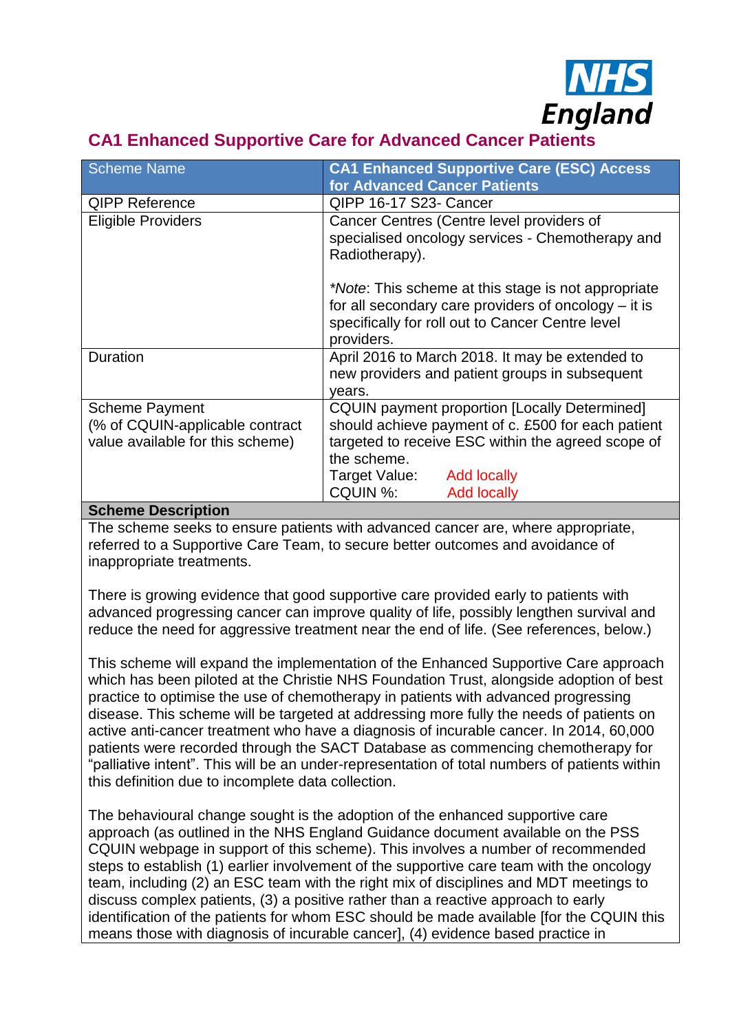# CA1 Enhanced Supportive Care for Advanced Cancer Patients

| Scheme Name | **CA1 Enhanced Supportive Care (ESC) Access for Advanced Cancer Patients** |
|---|---|
| QIPP Reference | QIPP 16-17 S23- Cancer |
| Eligible Providers | Cancer Centres (Centre level providers of specialised oncology services - Chemotherapy and Radiotherapy).<br><br>*\*Note*: This scheme at this stage is not appropriate for all secondary care providers of oncology – it is specifically for roll out to Cancer Centre level providers. |
| Duration | April 2016 to March 2018. It may be extended to new providers and patient groups in subsequent years. |
| Scheme Payment<br>(% of CQUIN-applicable contract value available for this scheme) | CQUIN payment proportion [Locally Determined] should achieve payment of c. £500 for each patient targeted to receive ESC within the agreed scope of the scheme.<br>Target Value: Add locally<br>CQUIN %: Add locally |

**Scheme Description**

The scheme seeks to ensure patients with advanced cancer are, where appropriate, referred to a Supportive Care Team, to secure better outcomes and avoidance of inappropriate treatments.

There is growing evidence that good supportive care provided early to patients with advanced progressing cancer can improve quality of life, possibly lengthen survival and reduce the need for aggressive treatment near the end of life. (See references, below.)

This scheme will expand the implementation of the Enhanced Supportive Care approach which has been piloted at the Christie NHS Foundation Trust, alongside adoption of best practice to optimise the use of chemotherapy in patients with advanced progressing disease. This scheme will be targeted at addressing more fully the needs of patients on active anti-cancer treatment who have a diagnosis of incurable cancer. In 2014, 60,000 patients were recorded through the SACT Database as commencing chemotherapy for "palliative intent". This will be an under-representation of total numbers of patients within this definition due to incomplete data collection.

The behavioural change sought is the adoption of the enhanced supportive care approach (as outlined in the NHS England Guidance document available on the PSS CQUIN webpage in support of this scheme). This involves a number of recommended steps to establish (1) earlier involvement of the supportive care team with the oncology team, including (2) an ESC team with the right mix of disciplines and MDT meetings to discuss complex patients, (3) a positive rather than a reactive approach to early identification of the patients for whom ESC should be made available [for the CQUIN this means those with diagnosis of incurable cancer], (4) evidence based practice in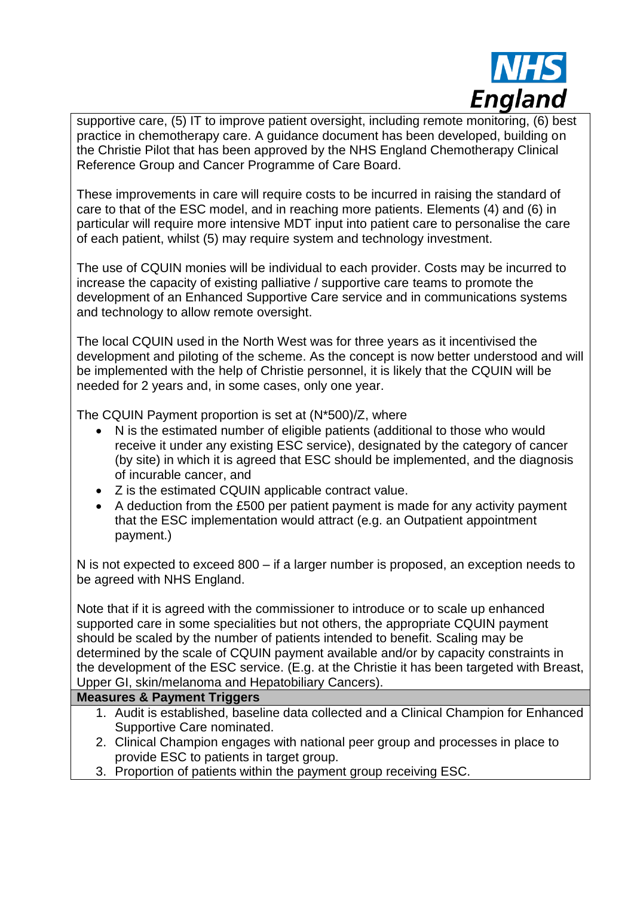supportive care, (5) IT to improve patient oversight, including remote monitoring, (6) best practice in chemotherapy care. A guidance document has been developed, building on the Christie Pilot that has been approved by the NHS England Chemotherapy Clinical Reference Group and Cancer Programme of Care Board.

These improvements in care will require costs to be incurred in raising the standard of care to that of the ESC model, and in reaching more patients. Elements (4) and (6) in particular will require more intensive MDT input into patient care to personalise the care of each patient, whilst (5) may require system and technology investment.

The use of CQUIN monies will be individual to each provider. Costs may be incurred to increase the capacity of existing palliative / supportive care teams to promote the development of an Enhanced Supportive Care service and in communications systems and technology to allow remote oversight.

The local CQUIN used in the North West was for three years as it incentivised the development and piloting of the scheme. As the concept is now better understood and will be implemented with the help of Christie personnel, it is likely that the CQUIN will be needed for 2 years and, in some cases, only one year.

The CQUIN Payment proportion is set at $(N*500)/Z$, where

- N is the estimated number of eligible patients (additional to those who would receive it under any existing ESC service), designated by the category of cancer (by site) in which it is agreed that ESC should be implemented, and the diagnosis of incurable cancer, and
- Z is the estimated CQUIN applicable contract value.
- A deduction from the £500 per patient payment is made for any activity payment that the ESC implementation would attract (e.g. an Outpatient appointment payment.)

N is not expected to exceed 800 – if a larger number is proposed, an exception needs to be agreed with NHS England.

Note that if it is agreed with the commissioner to introduce or to scale up enhanced supported care in some specialities but not others, the appropriate CQUIN payment should be scaled by the number of patients intended to benefit. Scaling may be determined by the scale of CQUIN payment available and/or by capacity constraints in the development of the ESC service. (E.g. at the Christie it has been targeted with Breast, Upper GI, skin/melanoma and Hepatobiliary Cancers).

**Measures & Payment Triggers**

1. Audit is established, baseline data collected and a Clinical Champion for Enhanced Supportive Care nominated.
2. Clinical Champion engages with national peer group and processes in place to provide ESC to patients in target group.
3. Proportion of patients within the payment group receiving ESC.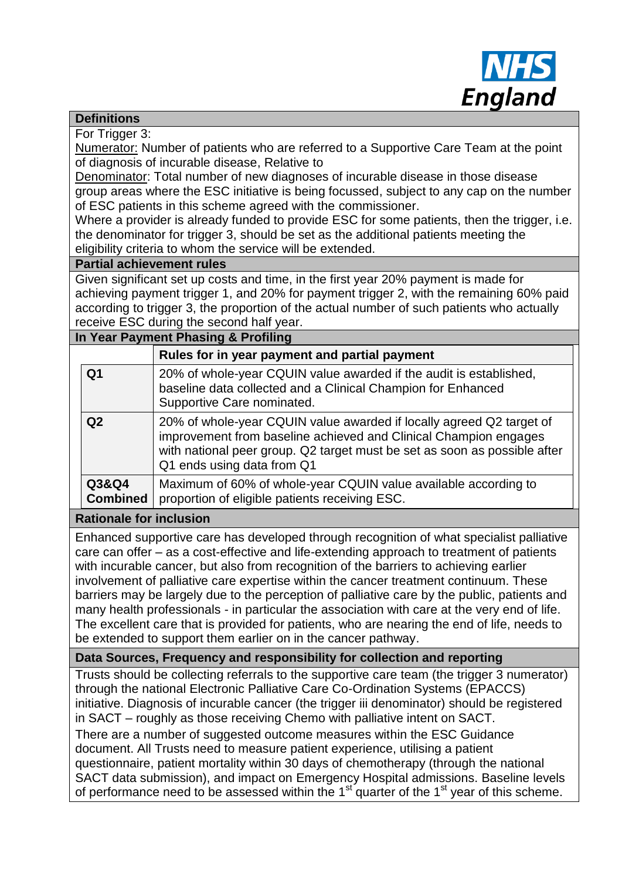## Definitions

For Trigger 3:

Numerator: Number of patients who are referred to a Supportive Care Team at the point of diagnosis of incurable disease, Relative to

Denominator: Total number of new diagnoses of incurable disease in those disease group areas where the ESC initiative is being focussed, subject to any cap on the number of ESC patients in this scheme agreed with the commissioner.

Where a provider is already funded to provide ESC for some patients, then the trigger, i.e. the denominator for trigger 3, should be set as the additional patients meeting the eligibility criteria to whom the service will be extended.

## Partial achievement rules

Given significant set up costs and time, in the first year 20% payment is made for achieving payment trigger 1, and 20% for payment trigger 2, with the remaining 60% paid according to trigger 3, the proportion of the actual number of such patients who actually receive ESC during the second half year.

## In Year Payment Phasing & Profiling

| | Rules for in year payment and partial payment |
|---|---|
| **Q1** | 20% of whole-year CQUIN value awarded if the audit is established, baseline data collected and a Clinical Champion for Enhanced Supportive Care nominated. |
| **Q2** | 20% of whole-year CQUIN value awarded if locally agreed Q2 target of improvement from baseline achieved and Clinical Champion engages with national peer group. Q2 target must be set as soon as possible after Q1 ends using data from Q1 |
| **Q3&Q4 Combined** | Maximum of 60% of whole-year CQUIN value available according to proportion of eligible patients receiving ESC. |

## Rationale for inclusion

Enhanced supportive care has developed through recognition of what specialist palliative care can offer – as a cost-effective and life-extending approach to treatment of patients with incurable cancer, but also from recognition of the barriers to achieving earlier involvement of palliative care expertise within the cancer treatment continuum. These barriers may be largely due to the perception of palliative care by the public, patients and many health professionals - in particular the association with care at the very end of life. The excellent care that is provided for patients, who are nearing the end of life, needs to be extended to support them earlier on in the cancer pathway.

## Data Sources, Frequency and responsibility for collection and reporting

Trusts should be collecting referrals to the supportive care team (the trigger 3 numerator) through the national Electronic Palliative Care Co-Ordination Systems (EPACCS) initiative. Diagnosis of incurable cancer (the trigger iii denominator) should be registered in SACT – roughly as those receiving Chemo with palliative intent on SACT.

There are a number of suggested outcome measures within the ESC Guidance document. All Trusts need to measure patient experience, utilising a patient questionnaire, patient mortality within 30 days of chemotherapy (through the national SACT data submission), and impact on Emergency Hospital admissions. Baseline levels of performance need to be assessed within the 1st quarter of the 1st year of this scheme.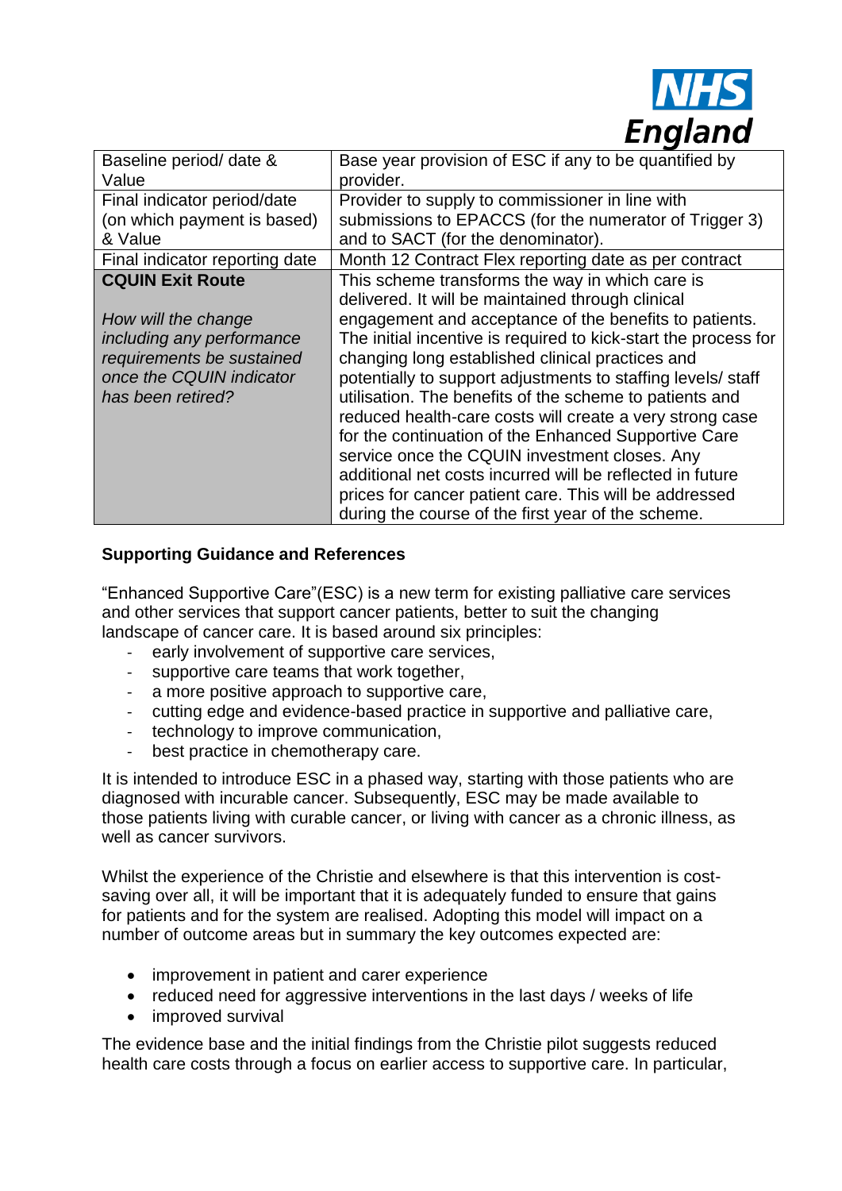| | |
|---|---|
| Baseline period/ date & Value | Base year provision of ESC if any to be quantified by provider. |
| Final indicator period/date (on which payment is based) & Value | Provider to supply to commissioner in line with submissions to EPACCS (for the numerator of Trigger 3) and to SACT (for the denominator). |
| Final indicator reporting date | Month 12 Contract Flex reporting date as per contract |
| **CQUIN Exit Route**<br><br>*How will the change including any performance requirements be sustained once the CQUIN indicator has been retired?* | This scheme transforms the way in which care is delivered. It will be maintained through clinical engagement and acceptance of the benefits to patients. The initial incentive is required to kick-start the process for changing long established clinical practices and potentially to support adjustments to staffing levels/ staff utilisation. The benefits of the scheme to patients and reduced health-care costs will create a very strong case for the continuation of the Enhanced Supportive Care service once the CQUIN investment closes. Any additional net costs incurred will be reflected in future prices for cancer patient care. This will be addressed during the course of the first year of the scheme. |

**Supporting Guidance and References**

"Enhanced Supportive Care"(ESC) is a new term for existing palliative care services and other services that support cancer patients, better to suit the changing landscape of cancer care. It is based around six principles:

- early involvement of supportive care services,
- supportive care teams that work together,
- a more positive approach to supportive care,
- cutting edge and evidence-based practice in supportive and palliative care,
- technology to improve communication,
- best practice in chemotherapy care.

It is intended to introduce ESC in a phased way, starting with those patients who are diagnosed with incurable cancer. Subsequently, ESC may be made available to those patients living with curable cancer, or living with cancer as a chronic illness, as well as cancer survivors.

Whilst the experience of the Christie and elsewhere is that this intervention is cost-saving over all, it will be important that it is adequately funded to ensure that gains for patients and for the system are realised. Adopting this model will impact on a number of outcome areas but in summary the key outcomes expected are:

- improvement in patient and carer experience
- reduced need for aggressive interventions in the last days / weeks of life
- improved survival

The evidence base and the initial findings from the Christie pilot suggests reduced health care costs through a focus on earlier access to supportive care. In particular,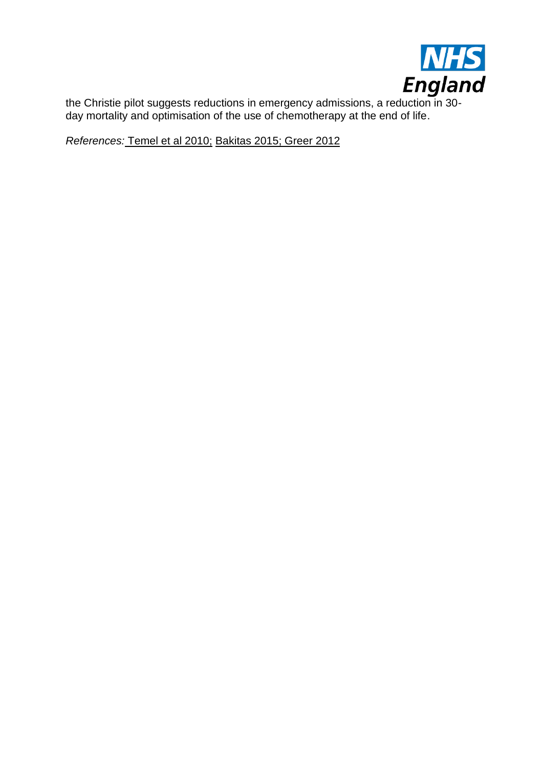the Christie pilot suggests reductions in emergency admissions, a reduction in 30-day mortality and optimisation of the use of chemotherapy at the end of life.

*References:* Temel et al 2010; Bakitas 2015; Greer 2012